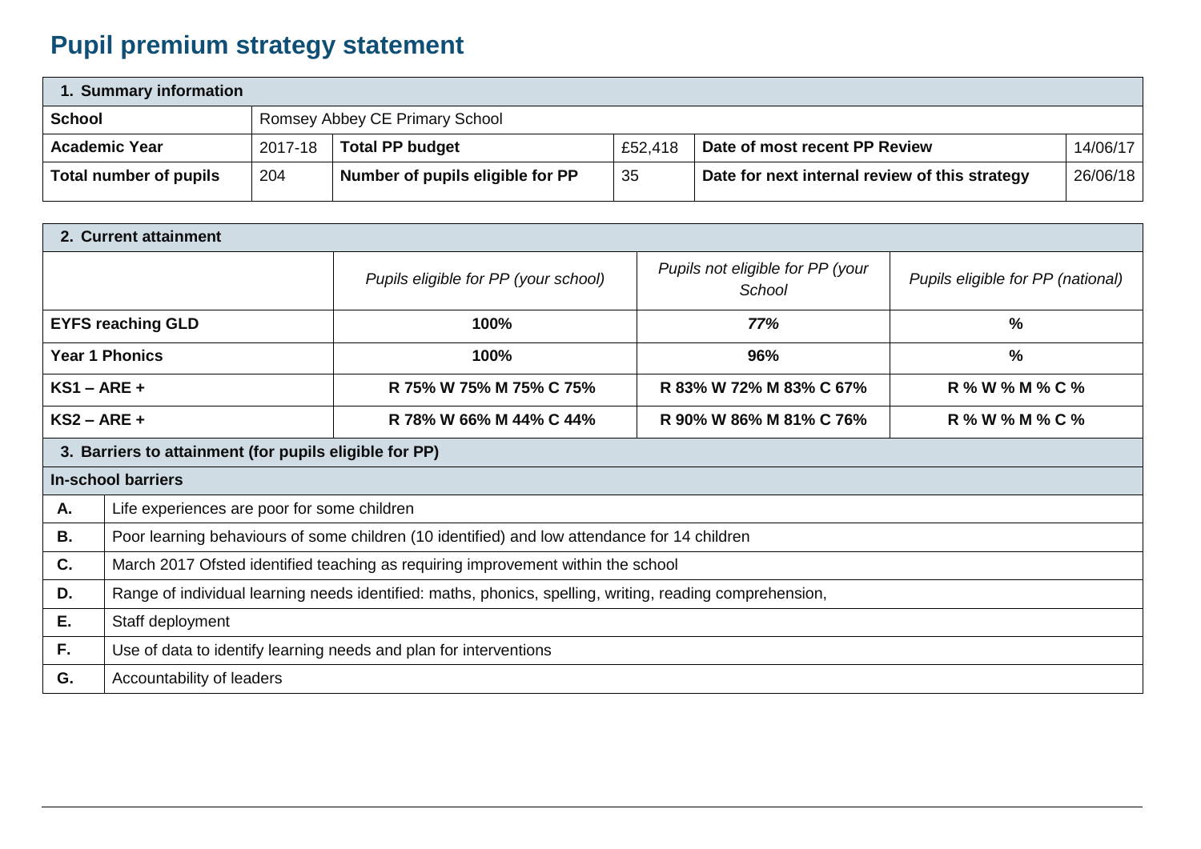# Pupil premium strategy statement

| 1. Summary information | | | | | |
|---|---|---|---|---|---|
| **School** | Romsey Abbey CE Primary School | | | | |
| **Academic Year** | 2017-18 | **Total PP budget** | £52,418 | **Date of most recent PP Review** | 14/06/17 |
| **Total number of pupils** | 204 | **Number of pupils eligible for PP** | 35 | **Date for next internal review of this strategy** | 26/06/18 |

| 2. Current attainment | | | |
|---|---|---|---|
| | *Pupils eligible for PP (your school)* | *Pupils not eligible for PP (your School* | *Pupils eligible for PP (national)* |
| **EYFS reaching GLD** | **100%** | ***77%*** | **%** |
| **Year 1 Phonics** | **100%** | **96%** | **%** |
| **KS1 – ARE +** | **R 75% W 75% M 75% C 75%** | **R 83% W 72% M 83% C 67%** | **R % W % M % C %** |
| **KS2 – ARE +** | **R 78% W 66% M 44% C 44%** | **R 90% W 86% M 81% C 76%** | **R % W % M % C %** |

| 3. Barriers to attainment (for pupils eligible for PP) | |
|---|---|
| **In-school barriers** | |
| **A.** | Life experiences are poor for some children |
| **B.** | Poor learning behaviours of some children (10 identified) and low attendance for 14 children |
| **C.** | March 2017 Ofsted identified teaching as requiring improvement within the school |
| **D.** | Range of individual learning needs identified: maths, phonics, spelling, writing, reading comprehension, |
| **E.** | Staff deployment |
| **F.** | Use of data to identify learning needs and plan for interventions |
| **G.** | Accountability of leaders |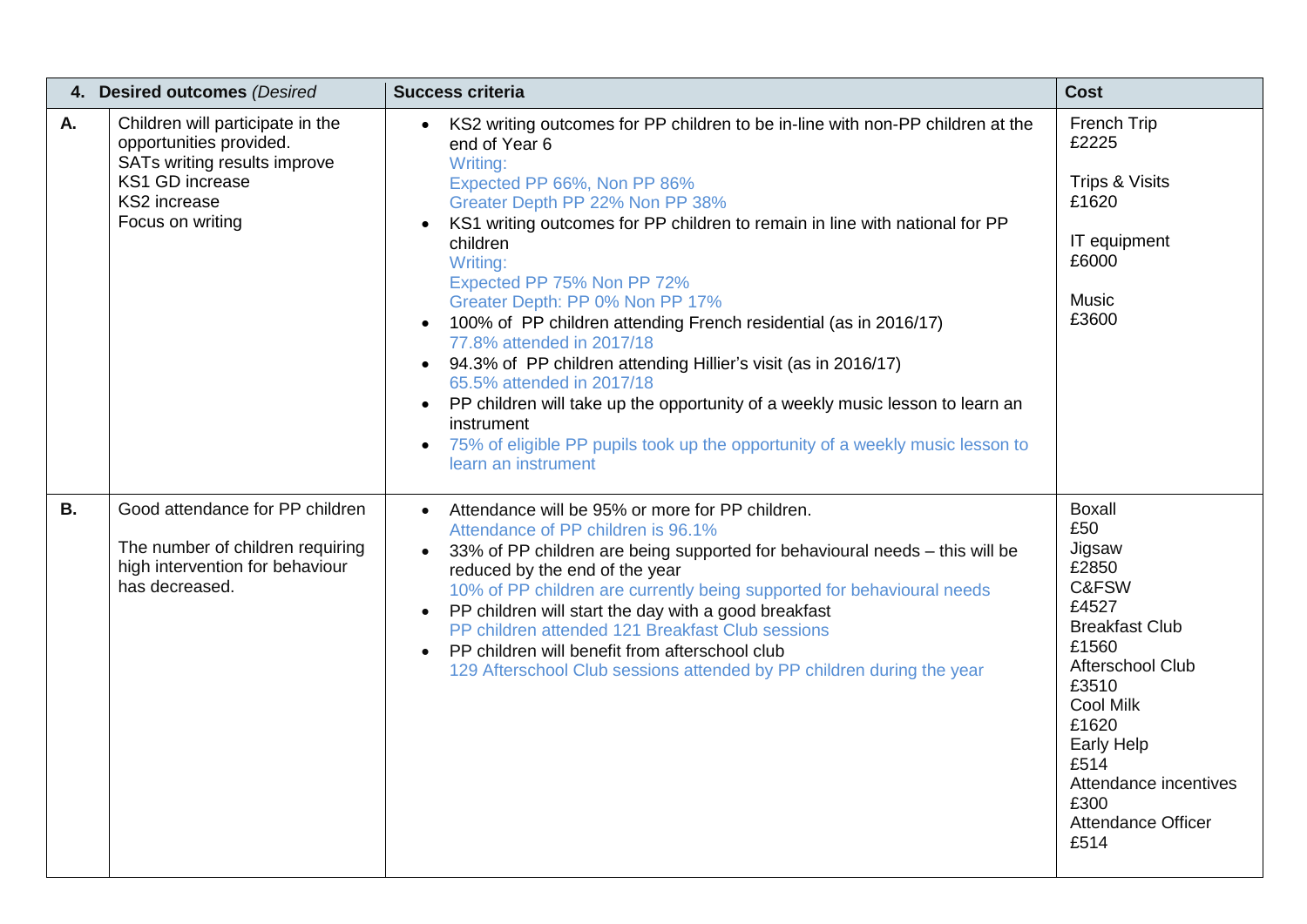| 4. | **Desired outcomes** *(Desired* | **Success criteria** | **Cost** |
|---|---|---|---|
| **A.** | Children will participate in the opportunities provided.<br>SATs writing results improve<br>KS1 GD increase<br>KS2 increase<br>Focus on writing | • KS2 writing outcomes for PP children to be in-line with non-PP children at the end of Year 6<br>Writing:<br>Expected PP 66%, Non PP 86%<br>Greater Depth PP 22% Non PP 38%<br>• KS1 writing outcomes for PP children to remain in line with national for PP children<br>Writing:<br>Expected PP 75% Non PP 72%<br>Greater Depth: PP 0% Non PP 17%<br>• 100% of PP children attending French residential (as in 2016/17)<br>77.8% attended in 2017/18<br>• 94.3% of PP children attending Hillier's visit (as in 2016/17)<br>65.5% attended in 2017/18<br>• PP children will take up the opportunity of a weekly music lesson to learn an instrument<br>• 75% of eligible PP pupils took up the opportunity of a weekly music lesson to learn an instrument | French Trip<br>£2225<br><br>Trips & Visits<br>£1620<br><br>IT equipment<br>£6000<br><br>Music<br>£3600 |
| **B.** | Good attendance for PP children<br><br>The number of children requiring high intervention for behaviour has decreased. | • Attendance will be 95% or more for PP children.<br>Attendance of PP children is 96.1%<br>• 33% of PP children are being supported for behavioural needs – this will be reduced by the end of the year<br>10% of PP children are currently being supported for behavioural needs<br>• PP children will start the day with a good breakfast<br>PP children attended 121 Breakfast Club sessions<br>• PP children will benefit from afterschool club<br>129 Afterschool Club sessions attended by PP children during the year | Boxall<br>£50<br>Jigsaw<br>£2850<br>C&FSW<br>£4527<br>Breakfast Club<br>£1560<br>Afterschool Club<br>£3510<br>Cool Milk<br>£1620<br>Early Help<br>£514<br>Attendance incentives<br>£300<br>Attendance Officer<br>£514 |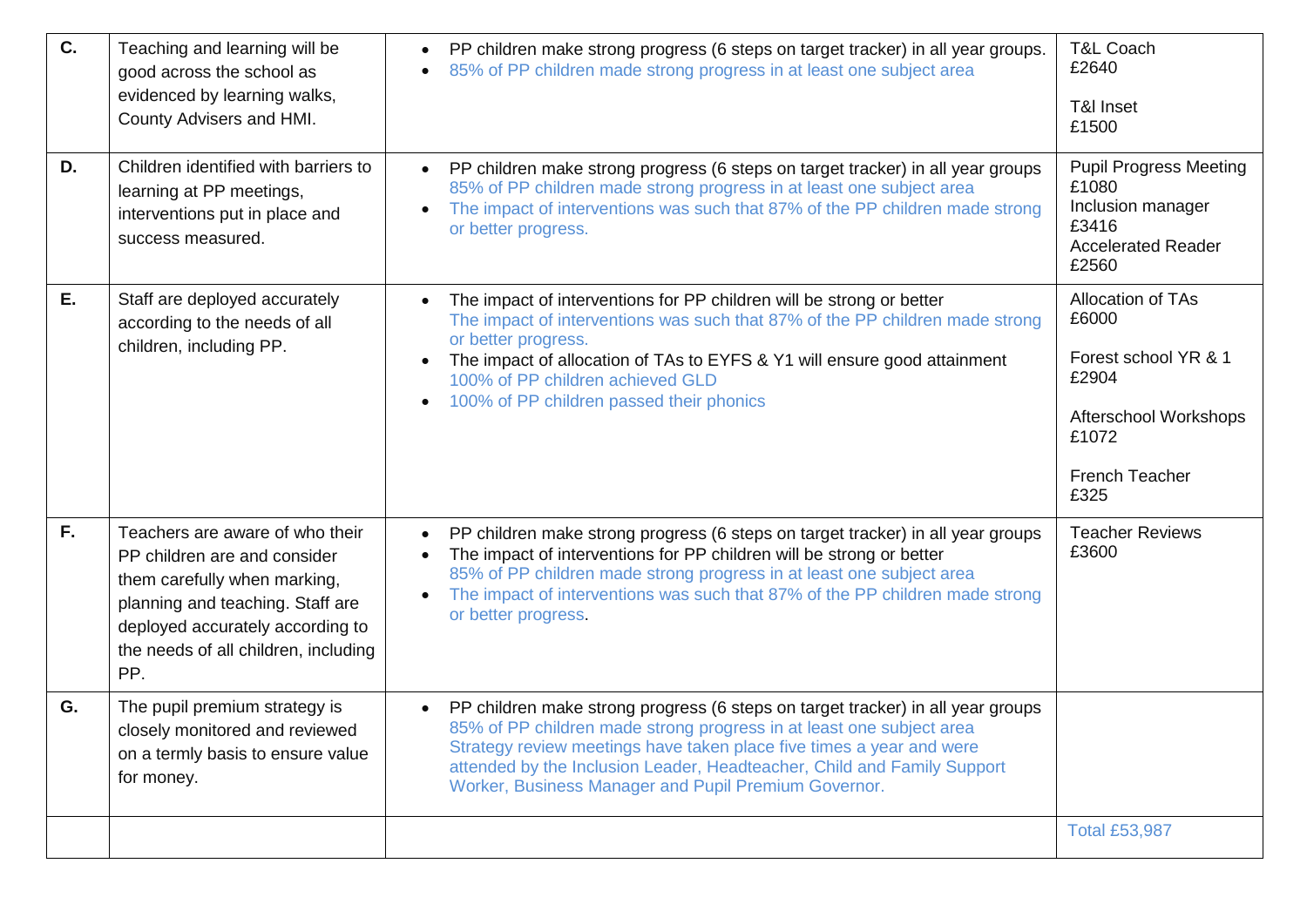| | | | |
|---|---|---|---|
| C. | Teaching and learning will be good across the school as evidenced by learning walks, County Advisers and HMI. | • PP children make strong progress (6 steps on target tracker) in all year groups.<br>• 85% of PP children made strong progress in at least one subject area | T&L Coach £2640<br><br>T&I Inset £1500 |
| D. | Children identified with barriers to learning at PP meetings, interventions put in place and success measured. | • PP children make strong progress (6 steps on target tracker) in all year groups 85% of PP children made strong progress in at least one subject area<br>• The impact of interventions was such that 87% of the PP children made strong or better progress. | Pupil Progress Meeting £1080<br>Inclusion manager £3416<br>Accelerated Reader £2560 |
| E. | Staff are deployed accurately according to the needs of all children, including PP. | • The impact of interventions for PP children will be strong or better The impact of interventions was such that 87% of the PP children made strong or better progress.<br>• The impact of allocation of TAs to EYFS & Y1 will ensure good attainment 100% of PP children achieved GLD<br>• 100% of PP children passed their phonics | Allocation of TAs £6000<br><br>Forest school YR & 1 £2904<br><br>Afterschool Workshops £1072<br><br>French Teacher £325 |
| F. | Teachers are aware of who their PP children are and consider them carefully when marking, planning and teaching. Staff are deployed accurately according to the needs of all children, including PP. | • PP children make strong progress (6 steps on target tracker) in all year groups<br>• The impact of interventions for PP children will be strong or better 85% of PP children made strong progress in at least one subject area<br>• The impact of interventions was such that 87% of the PP children made strong or better progress. | Teacher Reviews £3600 |
| G. | The pupil premium strategy is closely monitored and reviewed on a termly basis to ensure value for money. | • PP children make strong progress (6 steps on target tracker) in all year groups 85% of PP children made strong progress in at least one subject area Strategy review meetings have taken place five times a year and were attended by the Inclusion Leader, Headteacher, Child and Family Support Worker, Business Manager and Pupil Premium Governor. | |
| | | | Total £53,987 |